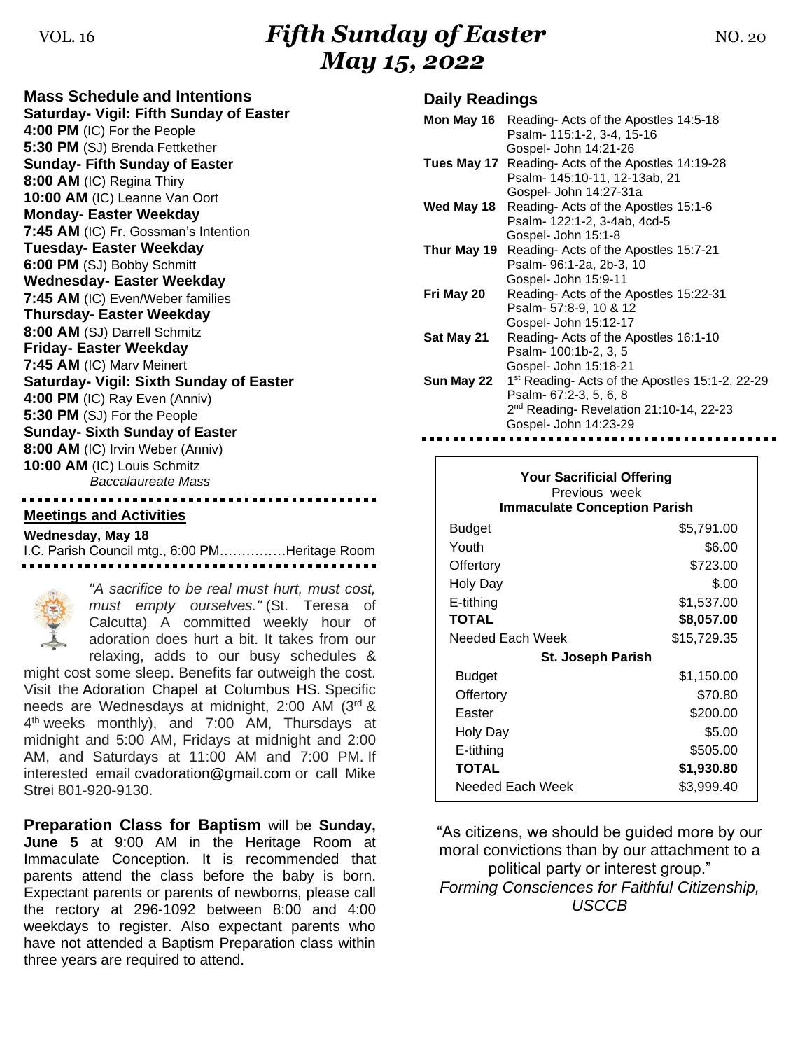VOL. 16 **Fifth Sunday of Easter** NO. 20

# *May 15, 2022*

## Mass Schedule and Intentions

**Saturday- Vigil: Fifth Sunday of Easter**
**4:00 PM** (IC) For the People
**5:30 PM** (SJ) Brenda Fettkether
**Sunday- Fifth Sunday of Easter**
**8:00 AM** (IC) Regina Thiry
**10:00 AM** (IC) Leanne Van Oort
**Monday- Easter Weekday**
**7:45 AM** (IC) Fr. Gossman's Intention
**Tuesday- Easter Weekday**
**6:00 PM** (SJ) Bobby Schmitt
**Wednesday- Easter Weekday**
**7:45 AM** (IC) Even/Weber families
**Thursday- Easter Weekday**
**8:00 AM** (SJ) Darrell Schmitz
**Friday- Easter Weekday**
**7:45 AM** (IC) Marv Meinert
**Saturday- Vigil: Sixth Sunday of Easter**
**4:00 PM** (IC) Ray Even (Anniv)
**5:30 PM** (SJ) For the People
**Sunday- Sixth Sunday of Easter**
**8:00 AM** (IC) Irvin Weber (Anniv)
**10:00 AM** (IC) Louis Schmitz
*Baccalaureate Mass*

## Meetings and Activities

**Wednesday, May 18**
I.C. Parish Council mtg., 6:00 PM……………Heritage Room

*"A sacrifice to be real must hurt, must cost, must empty ourselves."* (St. Teresa of Calcutta) A committed weekly hour of adoration does hurt a bit. It takes from our relaxing, adds to our busy schedules & might cost some sleep. Benefits far outweigh the cost. Visit the Adoration Chapel at Columbus HS. Specific needs are Wednesdays at midnight, 2:00 AM (3rd & 4th weeks monthly), and 7:00 AM, Thursdays at midnight and 5:00 AM, Fridays at midnight and 2:00 AM, and Saturdays at 11:00 AM and 7:00 PM. If interested email cvadoration@gmail.com or call Mike Strei 801-920-9130.

**Preparation Class for Baptism** will be **Sunday, June 5** at 9:00 AM in the Heritage Room at Immaculate Conception. It is recommended that parents attend the class before the baby is born. Expectant parents or parents of newborns, please call the rectory at 296-1092 between 8:00 and 4:00 weekdays to register. Also expectant parents who have not attended a Baptism Preparation class within three years are required to attend.

## Daily Readings

**Mon May 16** Reading- Acts of the Apostles 14:5-18
Psalm- 115:1-2, 3-4, 15-16
Gospel- John 14:21-26

**Tues May 17** Reading- Acts of the Apostles 14:19-28
Psalm- 145:10-11, 12-13ab, 21
Gospel- John 14:27-31a

**Wed May 18** Reading- Acts of the Apostles 15:1-6
Psalm- 122:1-2, 3-4ab, 4cd-5
Gospel- John 15:1-8

**Thur May 19** Reading- Acts of the Apostles 15:7-21
Psalm- 96:1-2a, 2b-3, 10
Gospel- John 15:9-11

**Fri May 20** Reading- Acts of the Apostles 15:22-31
Psalm- 57:8-9, 10 & 12
Gospel- John 15:12-17

**Sat May 21** Reading- Acts of the Apostles 16:1-10
Psalm- 100:1b-2, 3, 5
Gospel- John 15:18-21

**Sun May 22** 1st Reading- Acts of the Apostles 15:1-2, 22-29
Psalm- 67:2-3, 5, 6, 8
2nd Reading- Revelation 21:10-14, 22-23
Gospel- John 14:23-29

**Your Sacrificial Offering**
Previous week

| **Immaculate Conception Parish** | |
|---|---|
| Budget | $5,791.00 |
| Youth | $6.00 |
| Offertory | $723.00 |
| Holy Day | $.00 |
| E-tithing | $1,537.00 |
| **TOTAL** | **$8,057.00** |
| Needed Each Week | $15,729.35 |

| **St. Joseph Parish** | |
|---|---|
| Budget | $1,150.00 |
| Offertory | $70.80 |
| Easter | $200.00 |
| Holy Day | $5.00 |
| E-tithing | $505.00 |
| **TOTAL** | **$1,930.80** |
| Needed Each Week | $3,999.40 |

"As citizens, we should be guided more by our moral convictions than by our attachment to a political party or interest group."
*Forming Consciences for Faithful Citizenship, USCCB*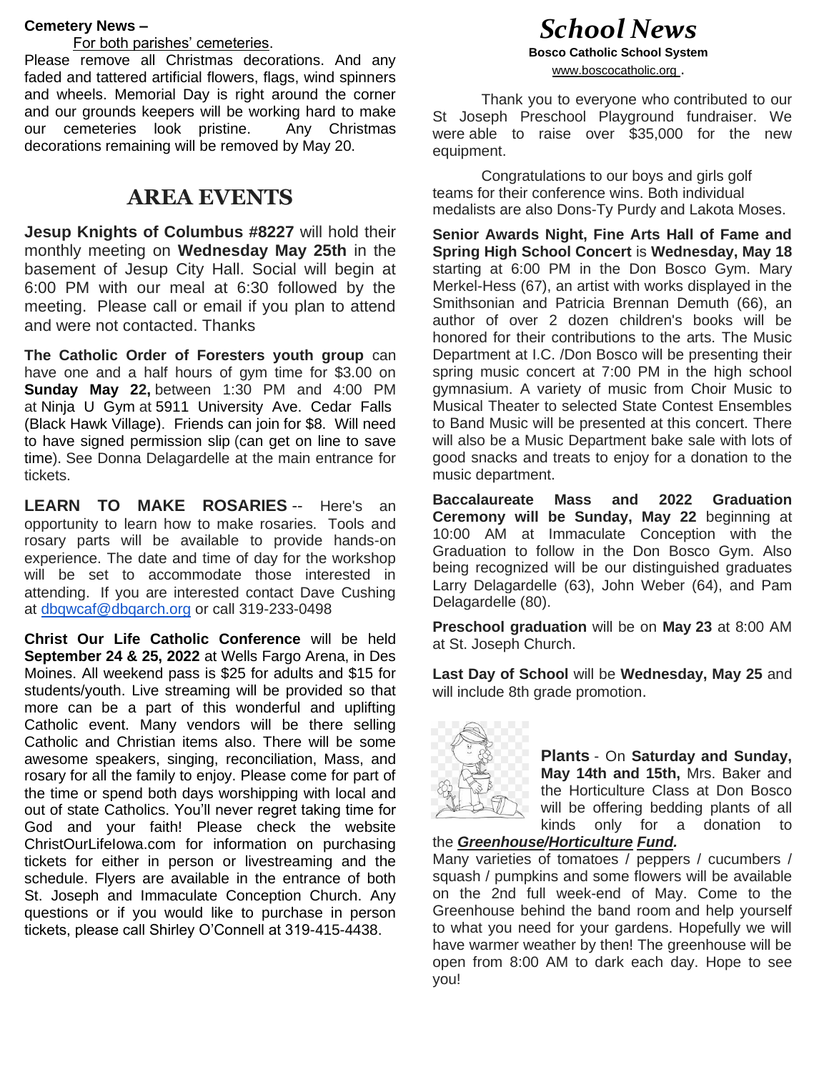**Cemetery News –**

For both parishes' cemeteries.

Please remove all Christmas decorations. And any faded and tattered artificial flowers, flags, wind spinners and wheels. Memorial Day is right around the corner and our grounds keepers will be working hard to make our cemeteries look pristine. Any Christmas decorations remaining will be removed by May 20.

## AREA EVENTS

**Jesup Knights of Columbus #8227** will hold their monthly meeting on **Wednesday May 25th** in the basement of Jesup City Hall. Social will begin at 6:00 PM with our meal at 6:30 followed by the meeting. Please call or email if you plan to attend and were not contacted. Thanks

**The Catholic Order of Foresters youth group** can have one and a half hours of gym time for $3.00 on **Sunday May 22,** between 1:30 PM and 4:00 PM at Ninja U Gym at 5911 University Ave. Cedar Falls (Black Hawk Village). Friends can join for $8. Will need to have signed permission slip (can get on line to save time). See Donna Delagardelle at the main entrance for tickets.

**LEARN TO MAKE ROSARIES** -- Here's an opportunity to learn how to make rosaries. Tools and rosary parts will be available to provide hands-on experience. The date and time of day for the workshop will be set to accommodate those interested in attending. If you are interested contact Dave Cushing at dbqwcaf@dbqarch.org or call 319-233-0498

**Christ Our Life Catholic Conference** will be held **September 24 & 25, 2022** at Wells Fargo Arena, in Des Moines. All weekend pass is $25 for adults and $15 for students/youth. Live streaming will be provided so that more can be a part of this wonderful and uplifting Catholic event. Many vendors will be there selling Catholic and Christian items also. There will be some awesome speakers, singing, reconciliation, Mass, and rosary for all the family to enjoy. Please come for part of the time or spend both days worshipping with local and out of state Catholics. You'll never regret taking time for God and your faith! Please check the website ChristOurLifeIowa.com for information on purchasing tickets for either in person or livestreaming and the schedule. Flyers are available in the entrance of both St. Joseph and Immaculate Conception Church. Any questions or if you would like to purchase in person tickets, please call Shirley O'Connell at 319-415-4438.

# *School News*

**Bosco Catholic School System**

www.boscocatholic.org .

Thank you to everyone who contributed to our St Joseph Preschool Playground fundraiser. We were able to raise over $35,000 for the new equipment.

Congratulations to our boys and girls golf teams for their conference wins. Both individual medalists are also Dons-Ty Purdy and Lakota Moses.

**Senior Awards Night, Fine Arts Hall of Fame and Spring High School Concert** is **Wednesday, May 18** starting at 6:00 PM in the Don Bosco Gym. Mary Merkel-Hess (67), an artist with works displayed in the Smithsonian and Patricia Brennan Demuth (66), an author of over 2 dozen children's books will be honored for their contributions to the arts. The Music Department at I.C. /Don Bosco will be presenting their spring music concert at 7:00 PM in the high school gymnasium. A variety of music from Choir Music to Musical Theater to selected State Contest Ensembles to Band Music will be presented at this concert. There will also be a Music Department bake sale with lots of good snacks and treats to enjoy for a donation to the music department.

**Baccalaureate Mass and 2022 Graduation Ceremony will be Sunday, May 22** beginning at 10:00 AM at Immaculate Conception with the Graduation to follow in the Don Bosco Gym. Also being recognized will be our distinguished graduates Larry Delagardelle (63), John Weber (64), and Pam Delagardelle (80).

**Preschool graduation** will be on **May 23** at 8:00 AM at St. Joseph Church.

**Last Day of School** will be **Wednesday, May 25** and will include 8th grade promotion.

**Plants** - On **Saturday and Sunday, May 14th and 15th,** Mrs. Baker and the Horticulture Class at Don Bosco will be offering bedding plants of all kinds only for a donation to the ***Greenhouse/Horticulture Fund.***

Many varieties of tomatoes / peppers / cucumbers / squash / pumpkins and some flowers will be available on the 2nd full week-end of May. Come to the Greenhouse behind the band room and help yourself to what you need for your gardens. Hopefully we will have warmer weather by then! The greenhouse will be open from 8:00 AM to dark each day. Hope to see you!